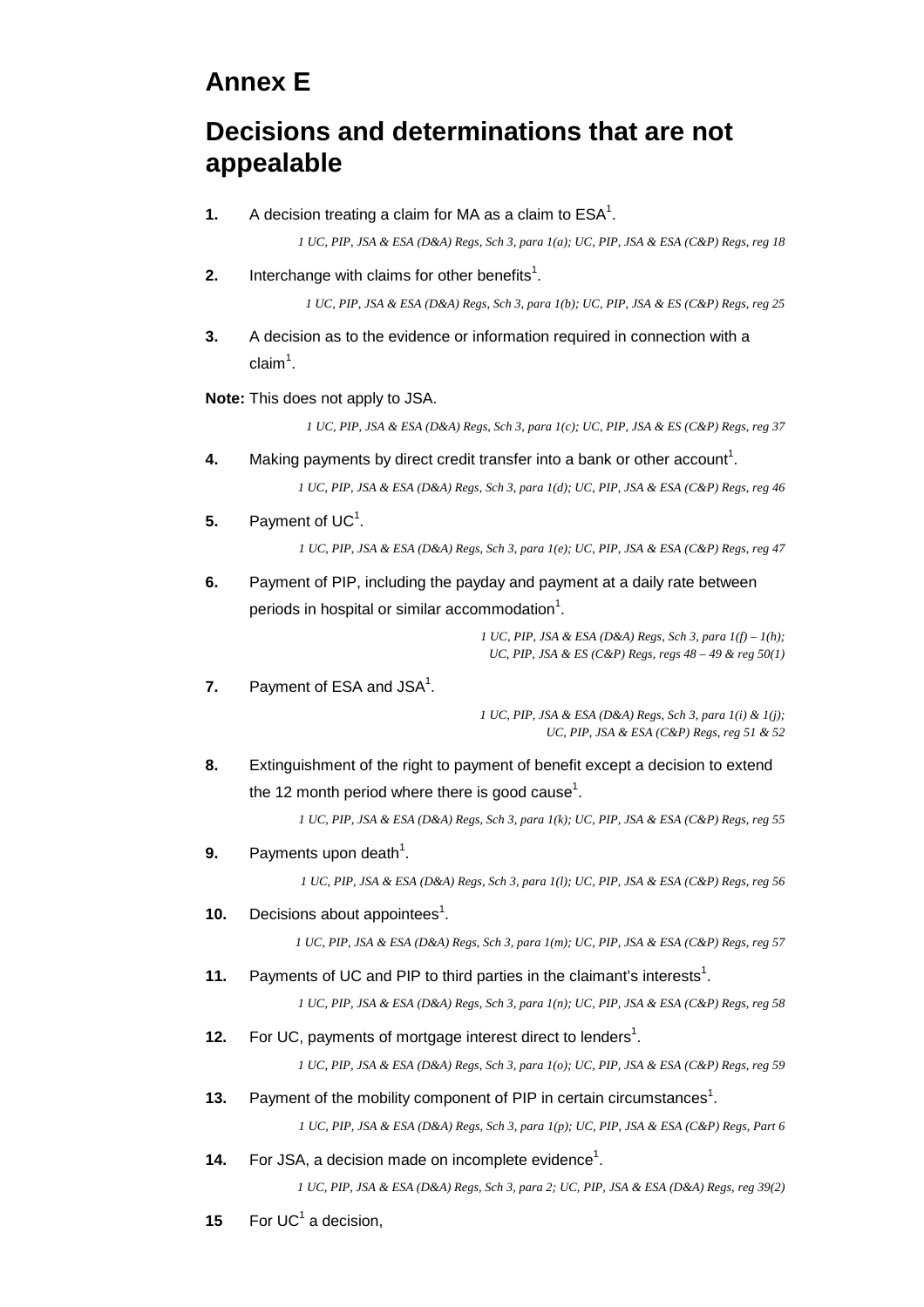# Annex E

## Decisions and determinations that are not appealable

**1.** A decision treating a claim for MA as a claim to ESA[1].

*1 UC, PIP, JSA & ESA (D&A) Regs, Sch 3, para 1(a); UC, PIP, JSA & ESA (C&P) Regs, reg 18*

**2.** Interchange with claims for other benefits[1].

*1 UC, PIP, JSA & ESA (D&A) Regs, Sch 3, para 1(b); UC, PIP, JSA & ES (C&P) Regs, reg 25*

**3.** A decision as to the evidence or information required in connection with a claim[1].

**Note:** This does not apply to JSA.

*1 UC, PIP, JSA & ESA (D&A) Regs, Sch 3, para 1(c); UC, PIP, JSA & ES (C&P) Regs, reg 37*

**4.** Making payments by direct credit transfer into a bank or other account[1].

*1 UC, PIP, JSA & ESA (D&A) Regs, Sch 3, para 1(d); UC, PIP, JSA & ESA (C&P) Regs, reg 46*

**5.** Payment of UC[1].

*1 UC, PIP, JSA & ESA (D&A) Regs, Sch 3, para 1(e); UC, PIP, JSA & ESA (C&P) Regs, reg 47*

**6.** Payment of PIP, including the payday and payment at a daily rate between periods in hospital or similar accommodation[1].

*1 UC, PIP, JSA & ESA (D&A) Regs, Sch 3, para 1(f) – 1(h); UC, PIP, JSA & ES (C&P) Regs, regs 48 – 49 & reg 50(1)*

**7.** Payment of ESA and JSA[1].

*1 UC, PIP, JSA & ESA (D&A) Regs, Sch 3, para 1(i) & 1(j); UC, PIP, JSA & ESA (C&P) Regs, reg 51 & 52*

**8.** Extinguishment of the right to payment of benefit except a decision to extend the 12 month period where there is good cause[1].

*1 UC, PIP, JSA & ESA (D&A) Regs, Sch 3, para 1(k); UC, PIP, JSA & ESA (C&P) Regs, reg 55*

**9.** Payments upon death[1].

*1 UC, PIP, JSA & ESA (D&A) Regs, Sch 3, para 1(l); UC, PIP, JSA & ESA (C&P) Regs, reg 56*

**10.** Decisions about appointees[1].

*1 UC, PIP, JSA & ESA (D&A) Regs, Sch 3, para 1(m); UC, PIP, JSA & ESA (C&P) Regs, reg 57*

**11.** Payments of UC and PIP to third parties in the claimant's interests[1].

*1 UC, PIP, JSA & ESA (D&A) Regs, Sch 3, para 1(n); UC, PIP, JSA & ESA (C&P) Regs, reg 58*

**12.** For UC, payments of mortgage interest direct to lenders[1].

*1 UC, PIP, JSA & ESA (D&A) Regs, Sch 3, para 1(o); UC, PIP, JSA & ESA (C&P) Regs, reg 59*

**13.** Payment of the mobility component of PIP in certain circumstances[1].

*1 UC, PIP, JSA & ESA (D&A) Regs, Sch 3, para 1(p); UC, PIP, JSA & ESA (C&P) Regs, Part 6*

**14.** For JSA, a decision made on incomplete evidence[1].

*1 UC, PIP, JSA & ESA (D&A) Regs, Sch 3, para 2; UC, PIP, JSA & ESA (D&A) Regs, reg 39(2)*

**15** For UC[1] a decision,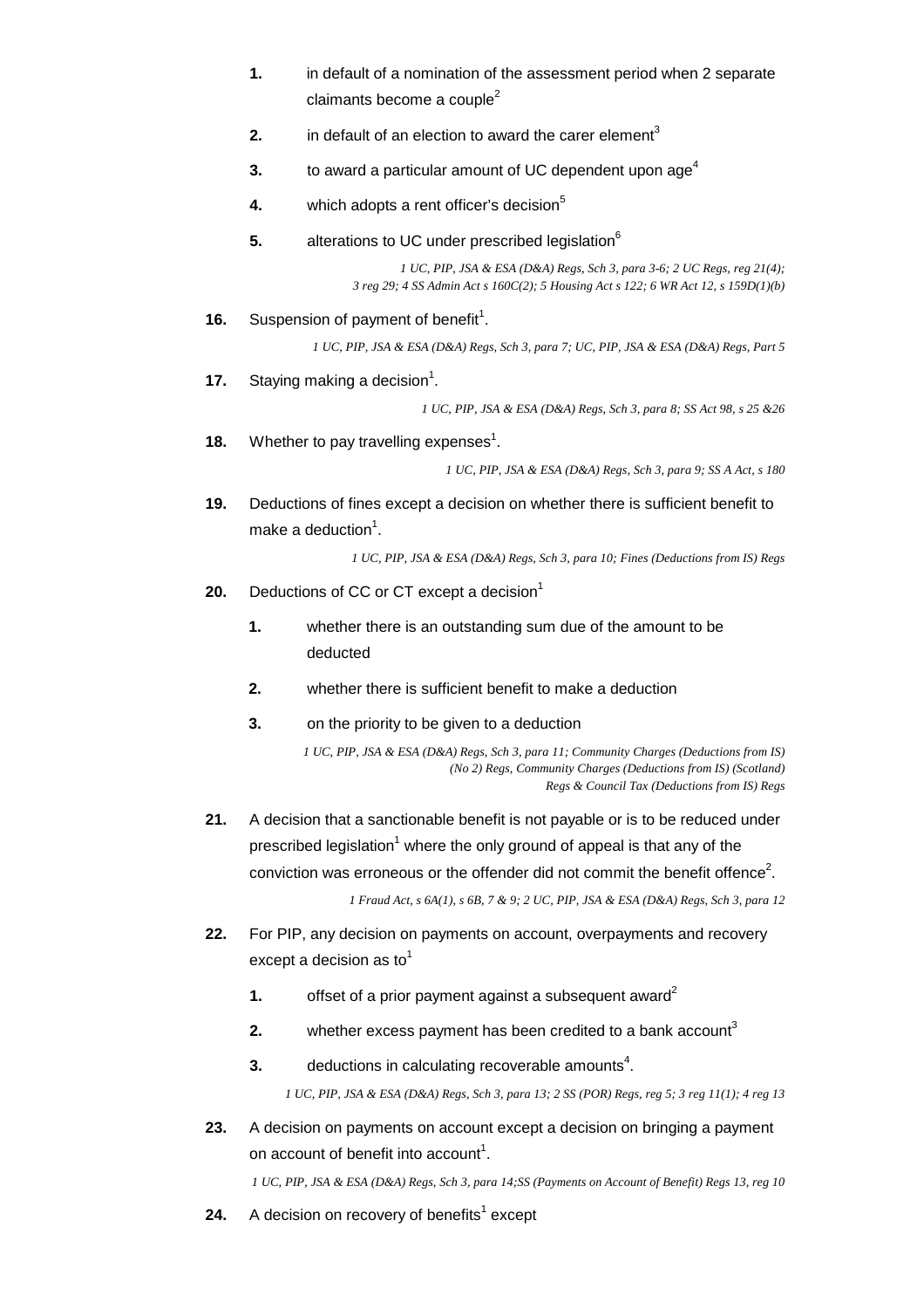1. in default of a nomination of the assessment period when 2 separate claimants become a couple[2]
2. in default of an election to award the carer element[3]
3. to award a particular amount of UC dependent upon age[4]
4. which adopts a rent officer's decision[5]
5. alterations to UC under prescribed legislation[6]

*1 UC, PIP, JSA & ESA (D&A) Regs, Sch 3, para 3-6; 2 UC Regs, reg 21(4); 3 reg 29; 4 SS Admin Act s 160C(2); 5 Housing Act s 122; 6 WR Act 12, s 159D(1)(b)*

**16.** Suspension of payment of benefit[1].

*1 UC, PIP, JSA & ESA (D&A) Regs, Sch 3, para 7; UC, PIP, JSA & ESA (D&A) Regs, Part 5*

**17.** Staying making a decision[1].

*1 UC, PIP, JSA & ESA (D&A) Regs, Sch 3, para 8; SS Act 98, s 25 &26*

**18.** Whether to pay travelling expenses[1].

*1 UC, PIP, JSA & ESA (D&A) Regs, Sch 3, para 9; SS A Act, s 180*

**19.** Deductions of fines except a decision on whether there is sufficient benefit to make a deduction[1].

*1 UC, PIP, JSA & ESA (D&A) Regs, Sch 3, para 10; Fines (Deductions from IS) Regs*

**20.** Deductions of CC or CT except a decision[1]

1. whether there is an outstanding sum due of the amount to be deducted
2. whether there is sufficient benefit to make a deduction
3. on the priority to be given to a deduction

*1 UC, PIP, JSA & ESA (D&A) Regs, Sch 3, para 11; Community Charges (Deductions from IS) (No 2) Regs, Community Charges (Deductions from IS) (Scotland) Regs & Council Tax (Deductions from IS) Regs*

**21.** A decision that a sanctionable benefit is not payable or is to be reduced under prescribed legislation[1] where the only ground of appeal is that any of the conviction was erroneous or the offender did not commit the benefit offence[2].

*1 Fraud Act, s 6A(1), s 6B, 7 & 9; 2 UC, PIP, JSA & ESA (D&A) Regs, Sch 3, para 12*

**22.** For PIP, any decision on payments on account, overpayments and recovery except a decision as to[1]

1. offset of a prior payment against a subsequent award[2]
2. whether excess payment has been credited to a bank account[3]
3. deductions in calculating recoverable amounts[4].

*1 UC, PIP, JSA & ESA (D&A) Regs, Sch 3, para 13; 2 SS (POR) Regs, reg 5; 3 reg 11(1); 4 reg 13*

**23.** A decision on payments on account except a decision on bringing a payment on account of benefit into account[1].

*1 UC, PIP, JSA & ESA (D&A) Regs, Sch 3, para 14;SS (Payments on Account of Benefit) Regs 13, reg 10*

**24.** A decision on recovery of benefits[1] except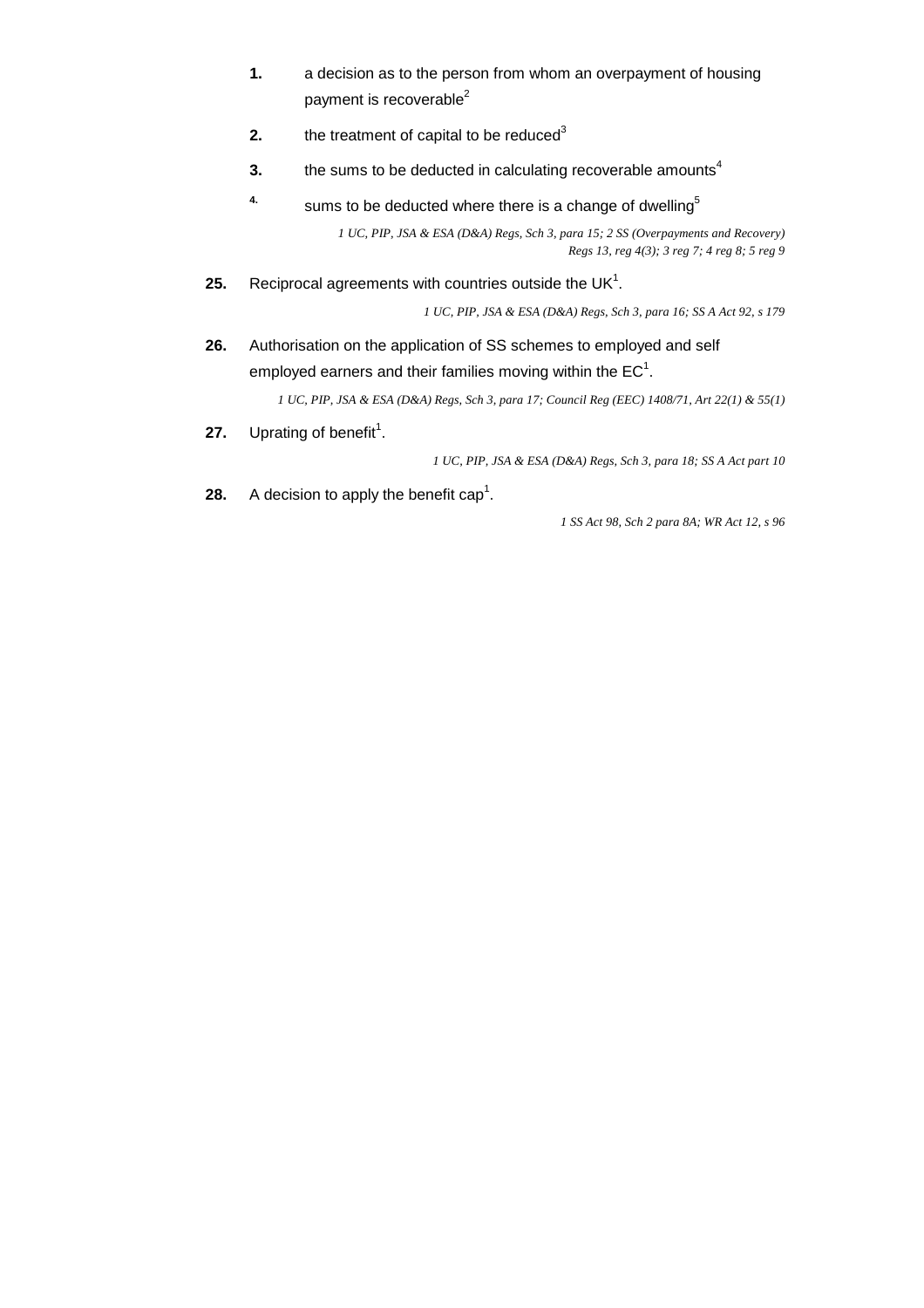1. a decision as to the person from whom an overpayment of housing payment is recoverable[2]

2. the treatment of capital to be reduced[3]

3. the sums to be deducted in calculating recoverable amounts[4]

4. sums to be deducted where there is a change of dwelling[5]

*1 UC, PIP, JSA & ESA (D&A) Regs, Sch 3, para 15; 2 SS (Overpayments and Recovery) Regs 13, reg 4(3); 3 reg 7; 4 reg 8; 5 reg 9*

**25.** Reciprocal agreements with countries outside the UK[1].

*1 UC, PIP, JSA & ESA (D&A) Regs, Sch 3, para 16; SS A Act 92, s 179*

**26.** Authorisation on the application of SS schemes to employed and self employed earners and their families moving within the EC[1].

*1 UC, PIP, JSA & ESA (D&A) Regs, Sch 3, para 17; Council Reg (EEC) 1408/71, Art 22(1) & 55(1)*

**27.** Uprating of benefit[1].

*1 UC, PIP, JSA & ESA (D&A) Regs, Sch 3, para 18; SS A Act part 10*

**28.** A decision to apply the benefit cap[1].

*1 SS Act 98, Sch 2 para 8A; WR Act 12, s 96*